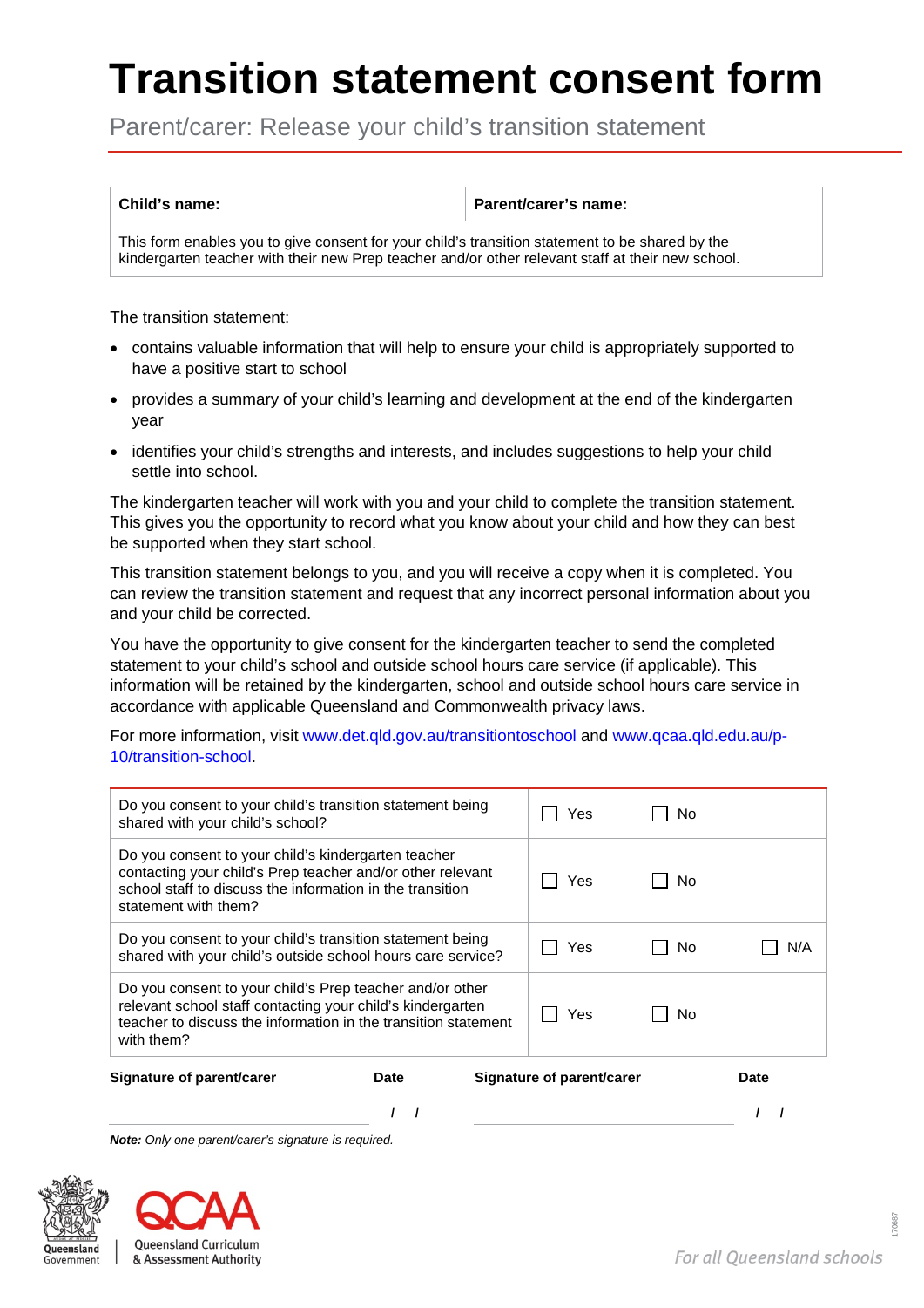# Transition statement consent form

Parent/carer: Release your child's transition statement

| **Child's name:** | **Parent/carer's name:** |
| --- | --- |
| This form enables you to give consent for your child's transition statement to be shared by the kindergarten teacher with their new Prep teacher and/or other relevant staff at their new school. | |

The transition statement:

- contains valuable information that will help to ensure your child is appropriately supported to have a positive start to school
- provides a summary of your child's learning and development at the end of the kindergarten year
- identifies your child's strengths and interests, and includes suggestions to help your child settle into school.

The kindergarten teacher will work with you and your child to complete the transition statement. This gives you the opportunity to record what you know about your child and how they can best be supported when they start school.

This transition statement belongs to you, and you will receive a copy when it is completed. You can review the transition statement and request that any incorrect personal information about you and your child be corrected.

You have the opportunity to give consent for the kindergarten teacher to send the completed statement to your child's school and outside school hours care service (if applicable). This information will be retained by the kindergarten, school and outside school hours care service in accordance with applicable Queensland and Commonwealth privacy laws.

For more information, visit www.det.qld.gov.au/transitiontoschool and www.qcaa.qld.edu.au/p-10/transition-school.

| Question | | | |
| --- | --- | --- | --- |
| Do you consent to your child's transition statement being shared with your child's school? | ☐ Yes | ☐ No | |
| Do you consent to your child's kindergarten teacher contacting your child's Prep teacher and/or other relevant school staff to discuss the information in the transition statement with them? | ☐ Yes | ☐ No | |
| Do you consent to your child's transition statement being shared with your child's outside school hours care service? | ☐ Yes | ☐ No | ☐ N/A |
| Do you consent to your child's Prep teacher and/or other relevant school staff contacting your child's kindergarten teacher to discuss the information in the transition statement with them? | ☐ Yes | ☐ No | |

| **Signature of parent/carer** | **Date** | **Signature of parent/carer** | **Date** |
| --- | --- | --- | --- |
| | / / | | / / |

***Note:*** *Only one parent/carer's signature is required.*

Queensland Government | Queensland Curriculum & Assessment Authority

*For all Queensland schools*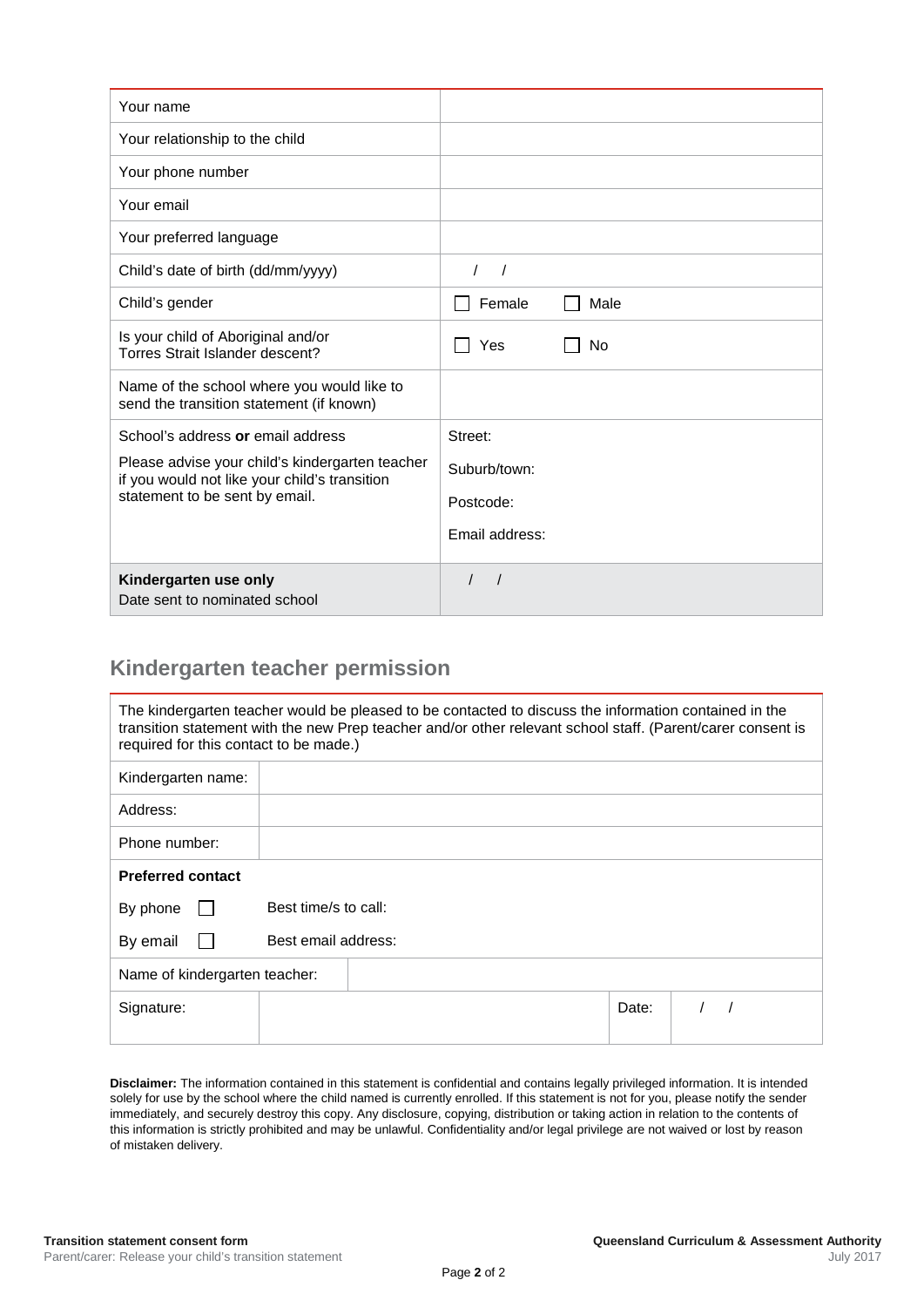| | |
|---|---|
| Your name | |
| Your relationship to the child | |
| Your phone number | |
| Your email | |
| Your preferred language | |
| Child's date of birth (dd/mm/yyyy) | / / |
| Child's gender | ☐ Female ☐ Male |
| Is your child of Aboriginal and/or Torres Strait Islander descent? | ☐ Yes ☐ No |
| Name of the school where you would like to send the transition statement (if known) | |
| School's address **or** email address<br>Please advise your child's kindergarten teacher if you would not like your child's transition statement to be sent by email. | Street:<br>Suburb/town:<br>Postcode:<br>Email address: |
| **Kindergarten use only**<br>Date sent to nominated school | / / |

## Kindergarten teacher permission

The kindergarten teacher would be pleased to be contacted to discuss the information contained in the transition statement with the new Prep teacher and/or other relevant school staff. (Parent/carer consent is required for this contact to be made.)

| | | | |
|---|---|---|---|
| Kindergarten name: | | | |
| Address: | | | |
| Phone number: | | | |
| **Preferred contact** | | | |
| By phone ☐ | Best time/s to call: | | |
| By email ☐ | Best email address: | | |
| Name of kindergarten teacher: | | | |
| Signature: | | Date: | / / |

**Disclaimer:** The information contained in this statement is confidential and contains legally privileged information. It is intended solely for use by the school where the child named is currently enrolled. If this statement is not for you, please notify the sender immediately, and securely destroy this copy. Any disclosure, copying, distribution or taking action in relation to the contents of this information is strictly prohibited and may be unlawful. Confidentiality and/or legal privilege are not waived or lost by reason of mistaken delivery.